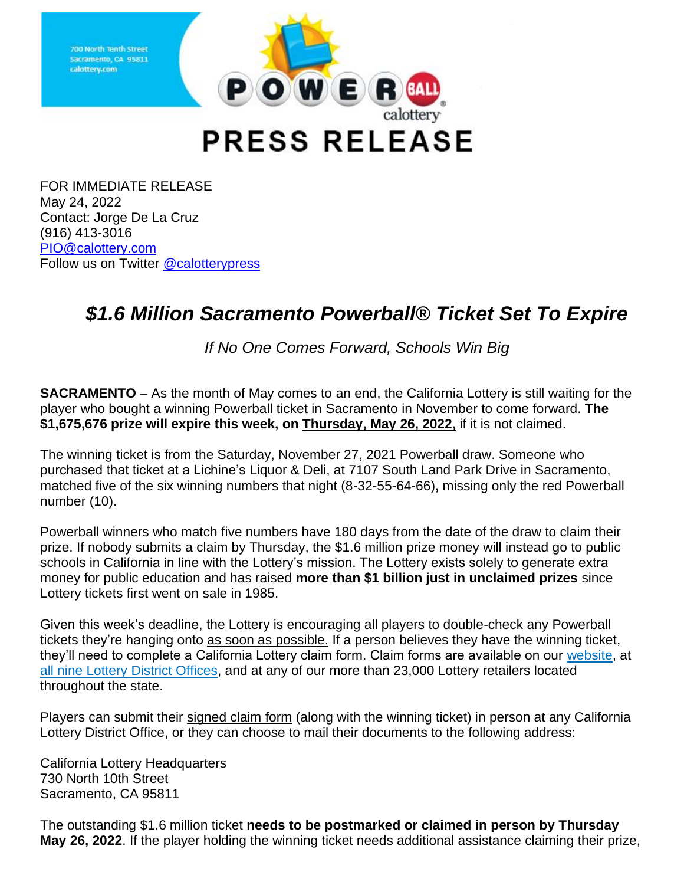700 North Tenth Street
Sacramento, CA 95811
calottery.com

POWERBALL calottery

# PRESS RELEASE

FOR IMMEDIATE RELEASE
May 24, 2022
Contact: Jorge De La Cruz
(916) 413-3016
PIO@calottery.com
Follow us on Twitter @calotterypress

## *$1.6 Million Sacramento Powerball® Ticket Set To Expire*

*If No One Comes Forward, Schools Win Big*

**SACRAMENTO** – As the month of May comes to an end, the California Lottery is still waiting for the player who bought a winning Powerball ticket in Sacramento in November to come forward. **The $1,675,676 prize will expire this week, on Thursday, May 26, 2022,** if it is not claimed.

The winning ticket is from the Saturday, November 27, 2021 Powerball draw. Someone who purchased that ticket at a Lichine's Liquor & Deli, at 7107 South Land Park Drive in Sacramento, matched five of the six winning numbers that night (8-32-55-64-66)**,** missing only the red Powerball number (10).

Powerball winners who match five numbers have 180 days from the date of the draw to claim their prize. If nobody submits a claim by Thursday, the $1.6 million prize money will instead go to public schools in California in line with the Lottery's mission. The Lottery exists solely to generate extra money for public education and has raised **more than $1 billion just in unclaimed prizes** since Lottery tickets first went on sale in 1985.

Given this week's deadline, the Lottery is encouraging all players to double-check any Powerball tickets they're hanging onto as soon as possible. If a person believes they have the winning ticket, they'll need to complete a California Lottery claim form. Claim forms are available on our website, at all nine Lottery District Offices, and at any of our more than 23,000 Lottery retailers located throughout the state.

Players can submit their signed claim form (along with the winning ticket) in person at any California Lottery District Office, or they can choose to mail their documents to the following address:

California Lottery Headquarters
730 North 10th Street
Sacramento, CA 95811

The outstanding $1.6 million ticket **needs to be postmarked or claimed in person by Thursday May 26, 2022**. If the player holding the winning ticket needs additional assistance claiming their prize,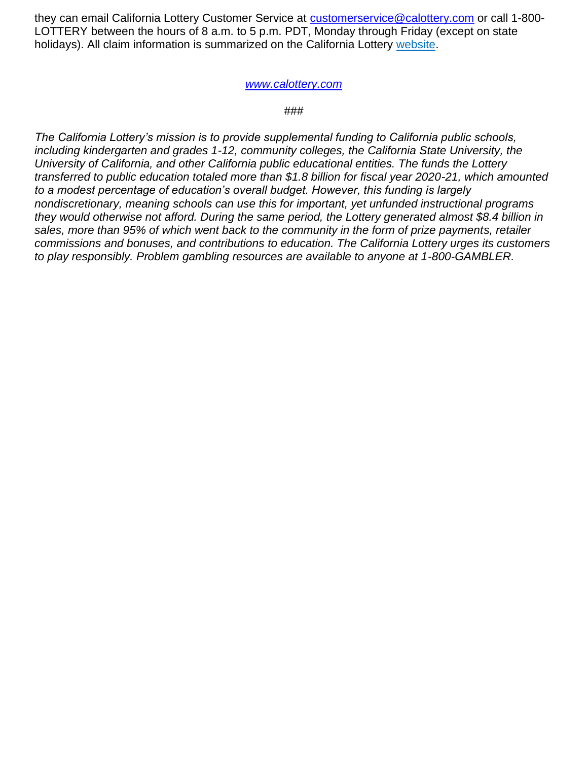they can email California Lottery Customer Service at customerservice@calottery.com or call 1-800-LOTTERY between the hours of 8 a.m. to 5 p.m. PDT, Monday through Friday (except on state holidays). All claim information is summarized on the California Lottery website.

*www.calottery.com*

###

*The California Lottery's mission is to provide supplemental funding to California public schools, including kindergarten and grades 1-12, community colleges, the California State University, the University of California, and other California public educational entities. The funds the Lottery transferred to public education totaled more than $1.8 billion for fiscal year 2020-21, which amounted to a modest percentage of education's overall budget. However, this funding is largely nondiscretionary, meaning schools can use this for important, yet unfunded instructional programs they would otherwise not afford. During the same period, the Lottery generated almost $8.4 billion in sales, more than 95% of which went back to the community in the form of prize payments, retailer commissions and bonuses, and contributions to education. The California Lottery urges its customers to play responsibly. Problem gambling resources are available to anyone at 1-800-GAMBLER.*